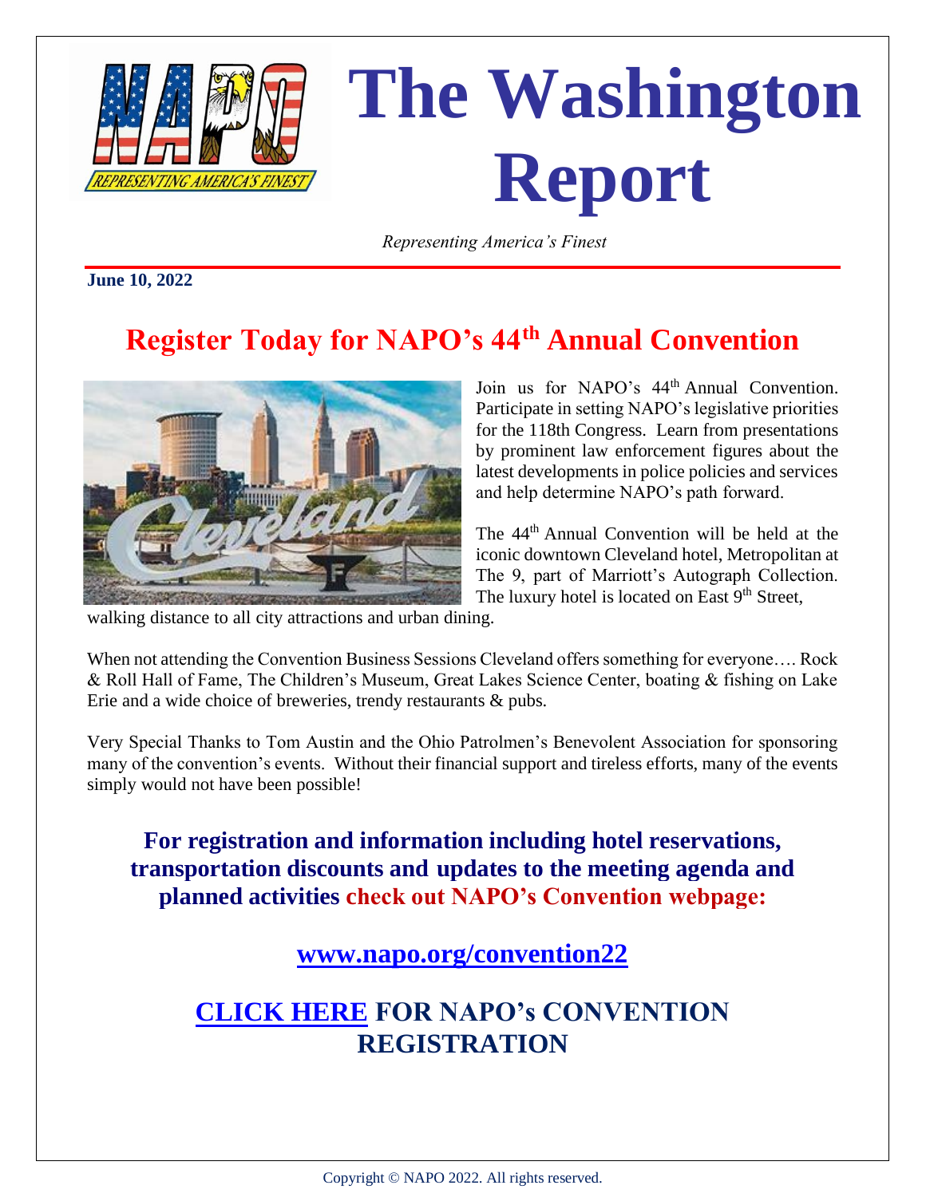# The Washington Report

*Representing America's Finest*

**June 10, 2022**

## Register Today for NAPO's 44th Annual Convention

Join us for NAPO's 44th Annual Convention. Participate in setting NAPO's legislative priorities for the 118th Congress. Learn from presentations by prominent law enforcement figures about the latest developments in police policies and services and help determine NAPO's path forward.

The 44th Annual Convention will be held at the iconic downtown Cleveland hotel, Metropolitan at The 9, part of Marriott's Autograph Collection. The luxury hotel is located on East 9th Street, walking distance to all city attractions and urban dining.

When not attending the Convention Business Sessions Cleveland offers something for everyone…. Rock & Roll Hall of Fame, The Children's Museum, Great Lakes Science Center, boating & fishing on Lake Erie and a wide choice of breweries, trendy restaurants & pubs.

Very Special Thanks to Tom Austin and the Ohio Patrolmen's Benevolent Association for sponsoring many of the convention's events. Without their financial support and tireless efforts, many of the events simply would not have been possible!

**For registration and information including hotel reservations, transportation discounts and updates to the meeting agenda and planned activities check out NAPO's Convention webpage:**

**www.napo.org/convention22**

**CLICK HERE FOR NAPO's CONVENTION REGISTRATION**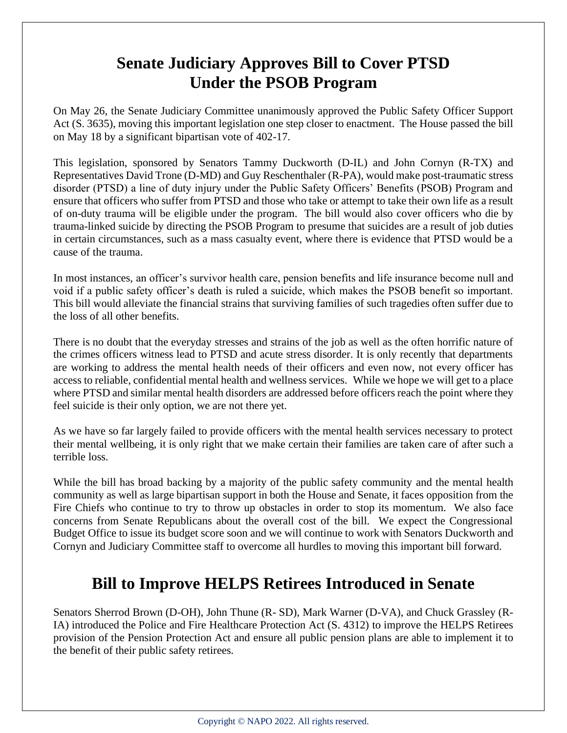# Senate Judiciary Approves Bill to Cover PTSD Under the PSOB Program

On May 26, the Senate Judiciary Committee unanimously approved the Public Safety Officer Support Act (S. 3635), moving this important legislation one step closer to enactment. The House passed the bill on May 18 by a significant bipartisan vote of 402-17.

This legislation, sponsored by Senators Tammy Duckworth (D-IL) and John Cornyn (R-TX) and Representatives David Trone (D-MD) and Guy Reschenthaler (R-PA), would make post-traumatic stress disorder (PTSD) a line of duty injury under the Public Safety Officers' Benefits (PSOB) Program and ensure that officers who suffer from PTSD and those who take or attempt to take their own life as a result of on-duty trauma will be eligible under the program. The bill would also cover officers who die by trauma-linked suicide by directing the PSOB Program to presume that suicides are a result of job duties in certain circumstances, such as a mass casualty event, where there is evidence that PTSD would be a cause of the trauma.

In most instances, an officer's survivor health care, pension benefits and life insurance become null and void if a public safety officer's death is ruled a suicide, which makes the PSOB benefit so important. This bill would alleviate the financial strains that surviving families of such tragedies often suffer due to the loss of all other benefits.

There is no doubt that the everyday stresses and strains of the job as well as the often horrific nature of the crimes officers witness lead to PTSD and acute stress disorder. It is only recently that departments are working to address the mental health needs of their officers and even now, not every officer has access to reliable, confidential mental health and wellness services. While we hope we will get to a place where PTSD and similar mental health disorders are addressed before officers reach the point where they feel suicide is their only option, we are not there yet.

As we have so far largely failed to provide officers with the mental health services necessary to protect their mental wellbeing, it is only right that we make certain their families are taken care of after such a terrible loss.

While the bill has broad backing by a majority of the public safety community and the mental health community as well as large bipartisan support in both the House and Senate, it faces opposition from the Fire Chiefs who continue to try to throw up obstacles in order to stop its momentum. We also face concerns from Senate Republicans about the overall cost of the bill. We expect the Congressional Budget Office to issue its budget score soon and we will continue to work with Senators Duckworth and Cornyn and Judiciary Committee staff to overcome all hurdles to moving this important bill forward.

# Bill to Improve HELPS Retirees Introduced in Senate

Senators Sherrod Brown (D-OH), John Thune (R- SD), Mark Warner (D-VA), and Chuck Grassley (R-IA) introduced the Police and Fire Healthcare Protection Act (S. 4312) to improve the HELPS Retirees provision of the Pension Protection Act and ensure all public pension plans are able to implement it to the benefit of their public safety retirees.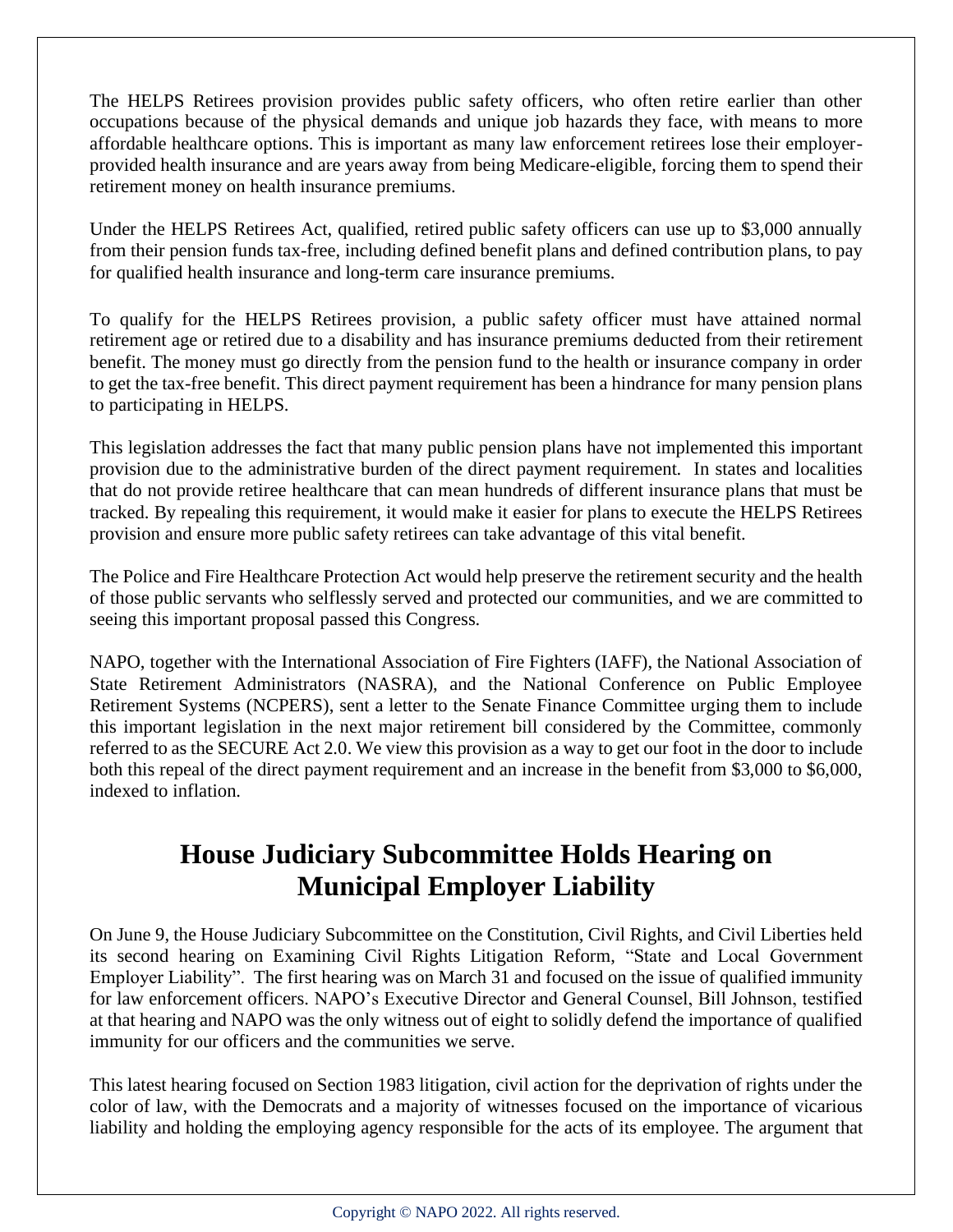The HELPS Retirees provision provides public safety officers, who often retire earlier than other occupations because of the physical demands and unique job hazards they face, with means to more affordable healthcare options. This is important as many law enforcement retirees lose their employer-provided health insurance and are years away from being Medicare-eligible, forcing them to spend their retirement money on health insurance premiums.

Under the HELPS Retirees Act, qualified, retired public safety officers can use up to $3,000 annually from their pension funds tax-free, including defined benefit plans and defined contribution plans, to pay for qualified health insurance and long-term care insurance premiums.

To qualify for the HELPS Retirees provision, a public safety officer must have attained normal retirement age or retired due to a disability and has insurance premiums deducted from their retirement benefit. The money must go directly from the pension fund to the health or insurance company in order to get the tax-free benefit. This direct payment requirement has been a hindrance for many pension plans to participating in HELPS.

This legislation addresses the fact that many public pension plans have not implemented this important provision due to the administrative burden of the direct payment requirement. In states and localities that do not provide retiree healthcare that can mean hundreds of different insurance plans that must be tracked. By repealing this requirement, it would make it easier for plans to execute the HELPS Retirees provision and ensure more public safety retirees can take advantage of this vital benefit.

The Police and Fire Healthcare Protection Act would help preserve the retirement security and the health of those public servants who selflessly served and protected our communities, and we are committed to seeing this important proposal passed this Congress.

NAPO, together with the International Association of Fire Fighters (IAFF), the National Association of State Retirement Administrators (NASRA), and the National Conference on Public Employee Retirement Systems (NCPERS), sent a letter to the Senate Finance Committee urging them to include this important legislation in the next major retirement bill considered by the Committee, commonly referred to as the SECURE Act 2.0. We view this provision as a way to get our foot in the door to include both this repeal of the direct payment requirement and an increase in the benefit from $3,000 to $6,000, indexed to inflation.

## House Judiciary Subcommittee Holds Hearing on Municipal Employer Liability

On June 9, the House Judiciary Subcommittee on the Constitution, Civil Rights, and Civil Liberties held its second hearing on Examining Civil Rights Litigation Reform, "State and Local Government Employer Liability". The first hearing was on March 31 and focused on the issue of qualified immunity for law enforcement officers. NAPO's Executive Director and General Counsel, Bill Johnson, testified at that hearing and NAPO was the only witness out of eight to solidly defend the importance of qualified immunity for our officers and the communities we serve.

This latest hearing focused on Section 1983 litigation, civil action for the deprivation of rights under the color of law, with the Democrats and a majority of witnesses focused on the importance of vicarious liability and holding the employing agency responsible for the acts of its employee. The argument that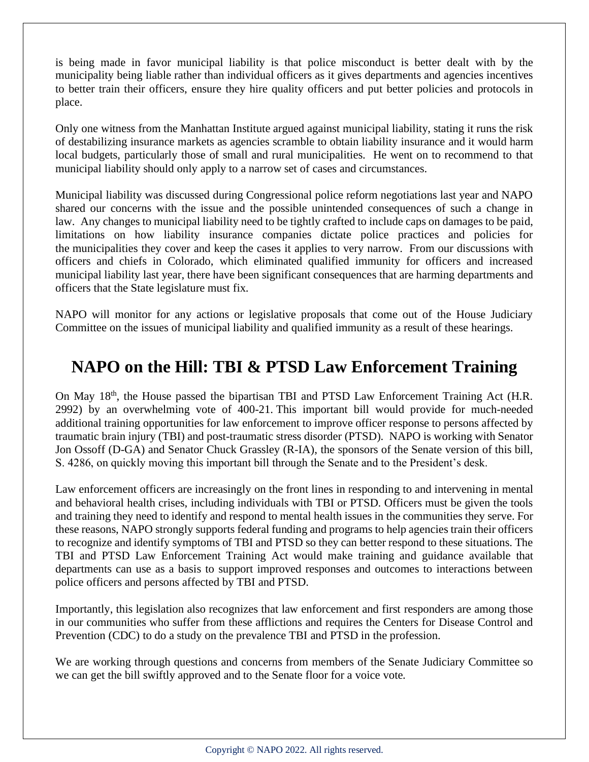is being made in favor municipal liability is that police misconduct is better dealt with by the municipality being liable rather than individual officers as it gives departments and agencies incentives to better train their officers, ensure they hire quality officers and put better policies and protocols in place.

Only one witness from the Manhattan Institute argued against municipal liability, stating it runs the risk of destabilizing insurance markets as agencies scramble to obtain liability insurance and it would harm local budgets, particularly those of small and rural municipalities. He went on to recommend to that municipal liability should only apply to a narrow set of cases and circumstances.

Municipal liability was discussed during Congressional police reform negotiations last year and NAPO shared our concerns with the issue and the possible unintended consequences of such a change in law. Any changes to municipal liability need to be tightly crafted to include caps on damages to be paid, limitations on how liability insurance companies dictate police practices and policies for the municipalities they cover and keep the cases it applies to very narrow. From our discussions with officers and chiefs in Colorado, which eliminated qualified immunity for officers and increased municipal liability last year, there have been significant consequences that are harming departments and officers that the State legislature must fix.

NAPO will monitor for any actions or legislative proposals that come out of the House Judiciary Committee on the issues of municipal liability and qualified immunity as a result of these hearings.

# NAPO on the Hill: TBI & PTSD Law Enforcement Training

On May 18th, the House passed the bipartisan TBI and PTSD Law Enforcement Training Act (H.R. 2992) by an overwhelming vote of 400-21. This important bill would provide for much-needed additional training opportunities for law enforcement to improve officer response to persons affected by traumatic brain injury (TBI) and post-traumatic stress disorder (PTSD). NAPO is working with Senator Jon Ossoff (D-GA) and Senator Chuck Grassley (R-IA), the sponsors of the Senate version of this bill, S. 4286, on quickly moving this important bill through the Senate and to the President's desk.

Law enforcement officers are increasingly on the front lines in responding to and intervening in mental and behavioral health crises, including individuals with TBI or PTSD. Officers must be given the tools and training they need to identify and respond to mental health issues in the communities they serve. For these reasons, NAPO strongly supports federal funding and programs to help agencies train their officers to recognize and identify symptoms of TBI and PTSD so they can better respond to these situations. The TBI and PTSD Law Enforcement Training Act would make training and guidance available that departments can use as a basis to support improved responses and outcomes to interactions between police officers and persons affected by TBI and PTSD.

Importantly, this legislation also recognizes that law enforcement and first responders are among those in our communities who suffer from these afflictions and requires the Centers for Disease Control and Prevention (CDC) to do a study on the prevalence TBI and PTSD in the profession.

We are working through questions and concerns from members of the Senate Judiciary Committee so we can get the bill swiftly approved and to the Senate floor for a voice vote.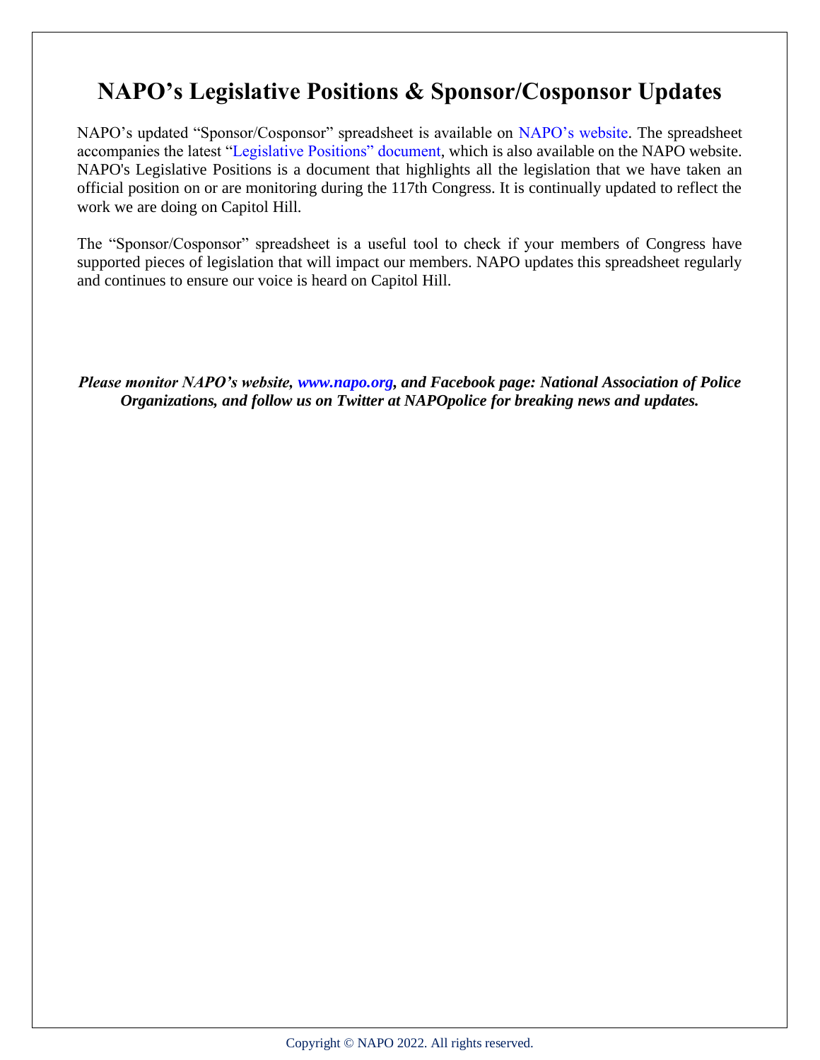# NAPO's Legislative Positions & Sponsor/Cosponsor Updates

NAPO's updated "Sponsor/Cosponsor" spreadsheet is available on NAPO's website. The spreadsheet accompanies the latest "Legislative Positions" document, which is also available on the NAPO website. NAPO's Legislative Positions is a document that highlights all the legislation that we have taken an official position on or are monitoring during the 117th Congress. It is continually updated to reflect the work we are doing on Capitol Hill.

The "Sponsor/Cosponsor" spreadsheet is a useful tool to check if your members of Congress have supported pieces of legislation that will impact our members. NAPO updates this spreadsheet regularly and continues to ensure our voice is heard on Capitol Hill.

***Please monitor NAPO's website, www.napo.org, and Facebook page: National Association of Police Organizations, and follow us on Twitter at NAPOpolice for breaking news and updates.***

Copyright © NAPO 2022. All rights reserved.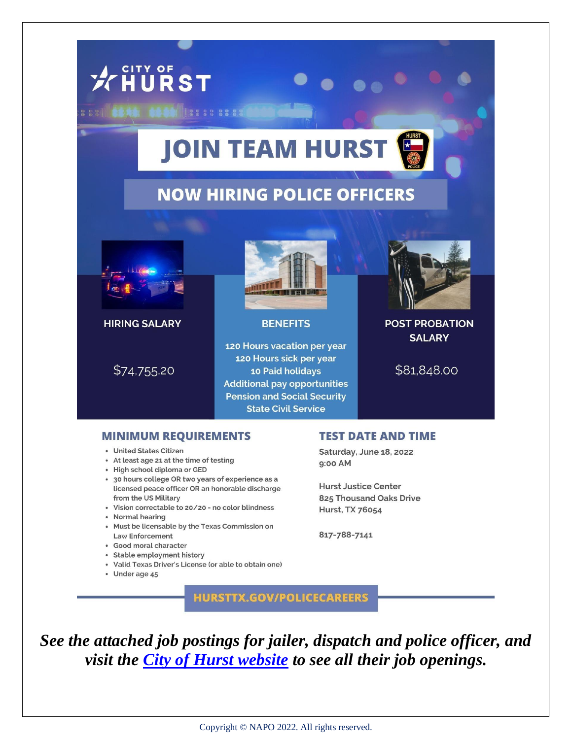CITY OF HURST

# JOIN TEAM HURST

## NOW HIRING POLICE OFFICERS

**HIRING SALARY**

$74,755.20

**BENEFITS**

120 Hours vacation per year
120 Hours sick per year
10 Paid holidays
Additional pay opportunities
Pension and Social Security
State Civil Service

**POST PROBATION SALARY**

$81,848.00

### MINIMUM REQUIREMENTS

- United States Citizen
- At least age 21 at the time of testing
- High school diploma or GED
- 30 hours college OR two years of experience as a licensed peace officer OR an honorable discharge from the US Military
- Vision correctable to 20/20 - no color blindness
- Normal hearing
- Must be licensable by the Texas Commission on Law Enforcement
- Good moral character
- Stable employment history
- Valid Texas Driver's License (or able to obtain one)
- Under age 45

### TEST DATE AND TIME

Saturday, June 18, 2022
9:00 AM

Hurst Justice Center
825 Thousand Oaks Drive
Hurst, TX 76054

817-788-7141

**HURSTTX.GOV/POLICECAREERS**

***See the attached job postings for jailer, dispatch and police officer, and visit the City of Hurst website to see all their job openings.***

Copyright © NAPO 2022. All rights reserved.